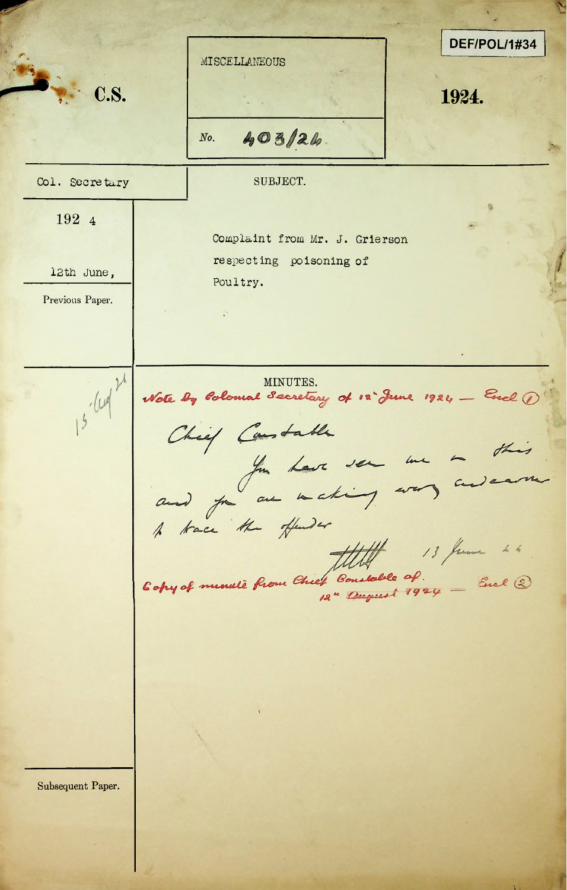C.S.

MISCELLANEOUS

No. 403/24.

DEF/POL/1#34

1924.

| Col. Secretary | SUBJECT. |
| --- | --- |
| 1924<br><br>12th June, | Complaint from Mr. J. Grierson respecting poisoning of Poultry. |
| Previous Paper. | |

MINUTES.

15 Aug 24

Note by Colonial Secretary of 12th June 1924 — Encl (1)

Chief Constable

You have seen me on this and you are making every endeavour to trace the offender

[signature] 13 June 24

Copy of minute from Chief Constable of 12th August 1924 — Encl (2)

Subsequent Paper.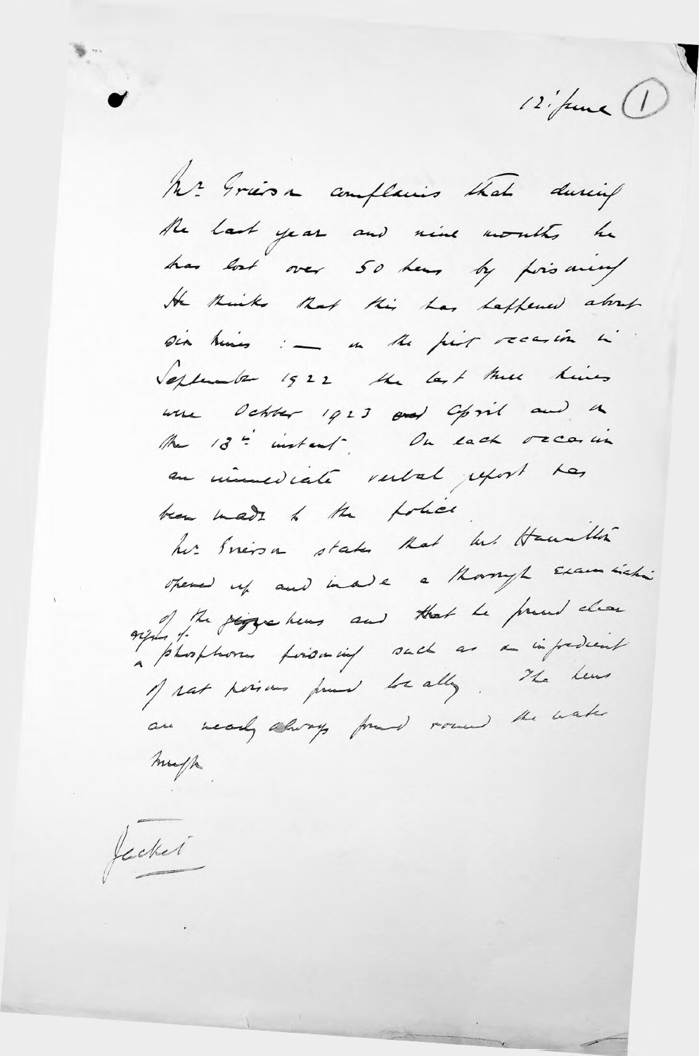12 June (1)

Mr Grierson complains that during the last year and nine months he has lost over 50 hens by poisoning. He thinks that this has happened about six times :— on the first occasion in September 1922 the last three times were October 1923 and April and on the 13th instant. On each occasion an immediate verbal report has been made to the police.

Mr Grierson states that Mr Hamilton opened up and made a thorough examination of the hens and that he found clear signs of phosphorus poisoning such as an ingredient of rat poisons found locally. The hens are nearly always found round the water trough.

Jacket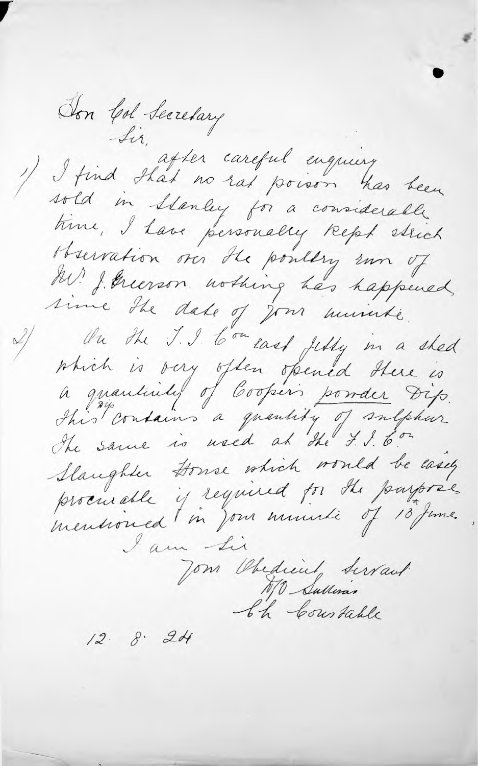Hon Col Secretary

Sir,

1) I find that after careful enquiry no rat poison has been sold in Stanley for a considerable time, I have personally kept strict observation over the poultry run of Mr J. Greerson. nothing has happened since the date of your minute.

2) On the F. I. Co east jetty in a shed which is very often opened there is a quantity of Coopers powder Dip. This dip contains a quantity of sulphur. The same is used at the F. I. Co Slaughter House which would be easily procurable if required for the purpose mentioned in your minute of 13th June.

I am Sir

Your Obedient Servant

W O Sullivan

Ch Constable

12. 8. 24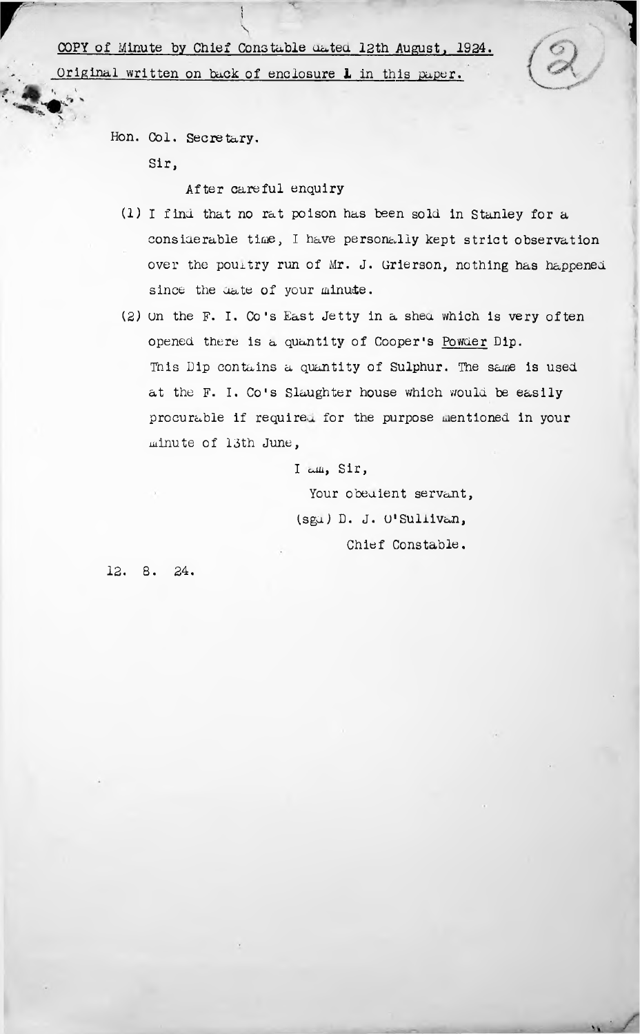COPY of Minute by Chief Constable dated 12th August, 1924.
Original written on back of enclosure 1 in this paper.

Hon. Col. Secretary.

Sir,

After careful enquiry

(1) I find that no rat poison has been sold in Stanley for a considerable time, I have personally kept strict observation over the poultry run of Mr. J. Grierson, nothing has happened since the date of your minute.

(2) On the F. I. Co's East Jetty in a shed which is very often opened there is a quantity of Cooper's Powder Dip. This Dip contains a quantity of Sulphur. The same is used at the F. I. Co's Slaughter house which would be easily procurable if required for the purpose mentioned in your minute of 13th June,

I am, Sir,

Your obedient servant,

(sgd) D. J. O'Sullivan,

Chief Constable.

12. 8. 24.